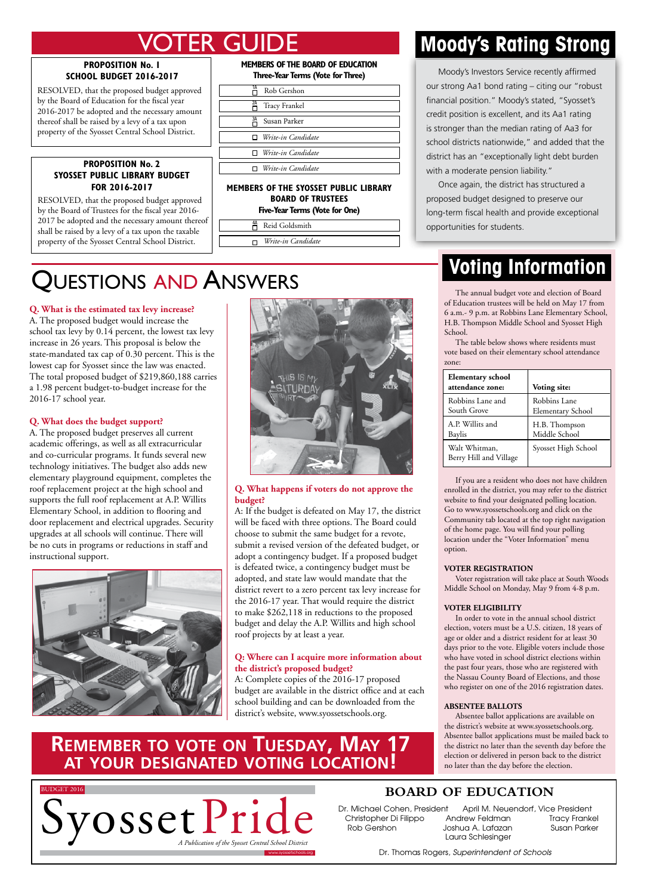# VOTER GUIDE

**PROPOSITION No. 1**
**SCHOOL BUDGET 2016-2017**

RESOLVED, that the proposed budget approved by the Board of Education for the fiscal year 2016-2017 be adopted and the necessary amount thereof shall be raised by a levy of a tax upon property of the Syosset Central School District.

**PROPOSITION No. 2**
**SYOSSET PUBLIC LIBRARY BUDGET FOR 2016-2017**

RESOLVED, that the proposed budget approved by the Board of Trustees for the fiscal year 2016-2017 be adopted and the necessary amount thereof shall be raised by a levy of a tax upon the taxable property of the Syosset Central School District.

**MEMBERS OF THE BOARD OF EDUCATION**
**Three-Year Terms (Vote for Three)**

- 1A ☐ Rob Gershon
- 2A ☐ Tracy Frankel
- 3A ☐ Susan Parker
- ☐ *Write-in Candidate*
- ☐ *Write-in Candidate*
- ☐ *Write-in Candidate*

**MEMBERS OF THE SYOSSET PUBLIC LIBRARY BOARD OF TRUSTEES**
**Five-Year Terms (Vote for One)**

- 4A ☐ Reid Goldsmith
- ☐ *Write-in Candidate*

# Moody's Rating Strong

Moody's Investors Service recently affirmed our strong Aa1 bond rating – citing our "robust financial position." Moody's stated, "Syosset's credit position is excellent, and its Aa1 rating is stronger than the median rating of Aa3 for school districts nationwide," and added that the district has an "exceptionally light debt burden with a moderate pension liability."

Once again, the district has structured a proposed budget designed to preserve our long-term fiscal health and provide exceptional opportunities for students.

# Questions and Answers

**Q. What is the estimated tax levy increase?**
A. The proposed budget would increase the school tax levy by 0.14 percent, the lowest tax levy increase in 26 years. This proposal is below the state-mandated tax cap of 0.30 percent. This is the lowest cap for Syosset since the law was enacted. The total proposed budget of $219,860,188 carries a 1.98 percent budget-to-budget increase for the 2016-17 school year.

**Q. What does the budget support?**
A. The proposed budget preserves all current academic offerings, as well as all extracurricular and co-curricular programs. It funds several new technology initiatives. The budget also adds new elementary playground equipment, completes the roof replacement project at the high school and supports the full roof replacement at A.P. Willits Elementary School, in addition to flooring and door replacement and electrical upgrades. Security upgrades at all schools will continue. There will be no cuts in programs or reductions in staff and instructional support.

**Q. What happens if voters do not approve the budget?**
A: If the budget is defeated on May 17, the district will be faced with three options. The Board could choose to submit the same budget for a revote, submit a revised version of the defeated budget, or adopt a contingency budget. If a proposed budget is defeated twice, a contingency budget must be adopted, and state law would mandate that the district revert to a zero percent tax levy increase for the 2016-17 year. That would require the district to make $262,118 in reductions to the proposed budget and delay the A.P. Willits and high school roof projects by at least a year.

**Q: Where can I acquire more information about the district's proposed budget?**
A: Complete copies of the 2016-17 proposed budget are available in the district office and at each school building and can be downloaded from the district's website, www.syossetschools.org.

# Voting Information

The annual budget vote and election of Board of Education trustees will be held on May 17 from 6 a.m.- 9 p.m. at Robbins Lane Elementary School, H.B. Thompson Middle School and Syosset High School.

The table below shows where residents must vote based on their elementary school attendance zone:

| Elementary school attendance zone: | Voting site: |
|---|---|
| Robbins Lane and South Grove | Robbins Lane Elementary School |
| A.P. Willits and Baylis | H.B. Thompson Middle School |
| Walt Whitman, Berry Hill and Village | Syosset High School |

If you are a resident who does not have children enrolled in the district, you may refer to the district website to find your designated polling location. Go to www.syossetschools.org and click on the Community tab located at the top right navigation of the home page. You will find your polling location under the "Voter Information" menu option.

**VOTER REGISTRATION**

Voter registration will take place at South Woods Middle School on Monday, May 9 from 4-8 p.m.

**VOTER ELIGIBILITY**

In order to vote in the annual school district election, voters must be a U.S. citizen, 18 years of age or older and a district resident for at least 30 days prior to the vote. Eligible voters include those who have voted in school district elections within the past four years, those who are registered with the Nassau County Board of Elections, and those who register on one of the 2016 registration dates.

**ABSENTEE BALLOTS**

Absentee ballot applications are available on the district's website at www.syossetschools.org. Absentee ballot applications must be mailed back to the district no later than the seventh day before the election or delivered in person back to the district no later than the day before the election.

## Remember to vote on Tuesday, May 17 at your designated voting location!

BUDGET 2016

**Syosset Pride**
*A Publication of the Syosset Central School District*
www.syossetschools.org

## BOARD OF EDUCATION

Dr. Michael Cohen, President
April M. Neuendorf, Vice President
Christopher Di Filippo
Andrew Feldman
Tracy Frankel
Rob Gershon
Joshua A. Lafazan
Susan Parker
Laura Schlesinger

Dr. Thomas Rogers, *Superintendent of Schools*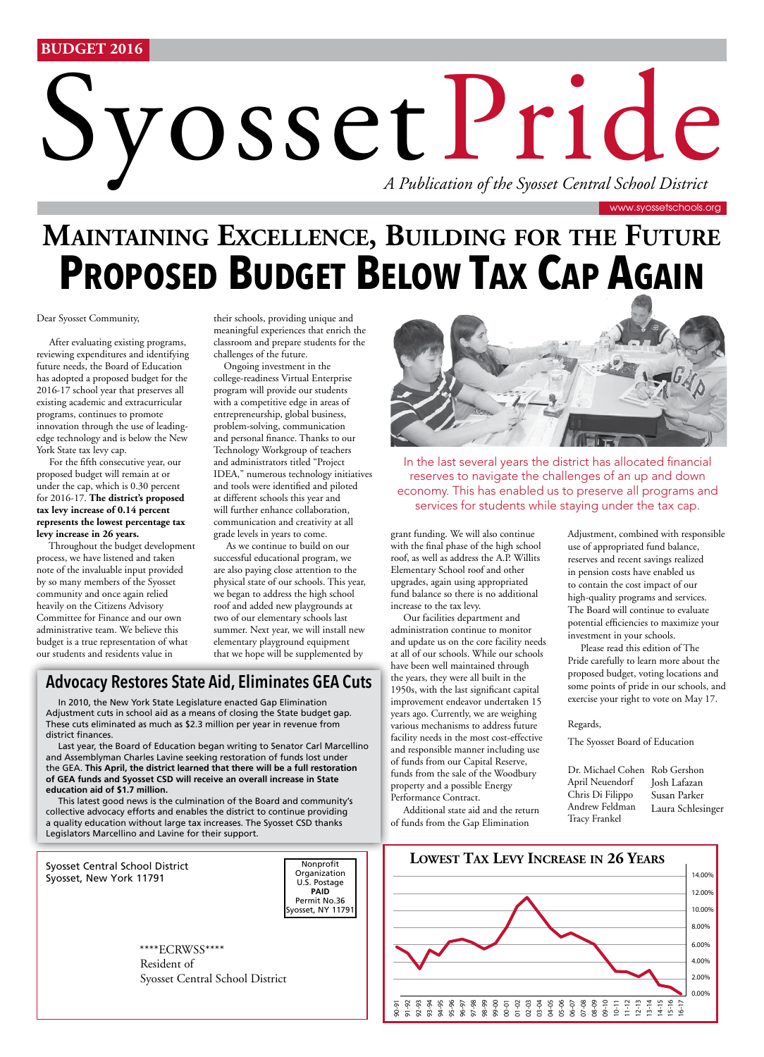BUDGET 2016

# Syosset Pride

*A Publication of the Syosset Central School District*

www.syossetschools.org

# Maintaining Excellence, Building for the Future
# Proposed Budget Below Tax Cap Again

Dear Syosset Community,

After evaluating existing programs, reviewing expenditures and identifying future needs, the Board of Education has adopted a proposed budget for the 2016-17 school year that preserves all existing academic and extracurricular programs, continues to promote innovation through the use of leading-edge technology and is below the New York State tax levy cap.

For the fifth consecutive year, our proposed budget will remain at or under the cap, which is 0.30 percent for 2016-17. **The district's proposed tax levy increase of 0.14 percent represents the lowest percentage tax levy increase in 26 years.**

Throughout the budget development process, we have listened and taken note of the invaluable input provided by so many members of the Syosset community and once again relied heavily on the Citizens Advisory Committee for Finance and our own administrative team. We believe this budget is a true representation of what our students and residents value in their schools, providing unique and meaningful experiences that enrich the classroom and prepare students for the challenges of the future.

Ongoing investment in the college-readiness Virtual Enterprise program will provide our students with a competitive edge in areas of entrepreneurship, global business, problem-solving, communication and personal finance. Thanks to our Technology Workgroup of teachers and administrators titled "Project IDEA," numerous technology initiatives and tools were identified and piloted at different schools this year and will further enhance collaboration, communication and creativity at all grade levels in years to come.

As we continue to build on our successful educational program, we are also paying close attention to the physical state of our schools. This year, we began to address the high school roof and added new playgrounds at two of our elementary schools last summer. Next year, we will install new elementary playground equipment that we hope will be supplemented by grant funding. We will also continue with the final phase of the high school roof, as well as address the A.P. Willits Elementary School roof and other upgrades, again using appropriated fund balance so there is no additional increase to the tax levy.

Our facilities department and administration continue to monitor and update us on the core facility needs at all of our schools. While our schools have been well maintained through the years, they were all built in the 1950s, with the last significant capital improvement endeavor undertaken 15 years ago. Currently, we are weighing various mechanisms to address future facility needs in the most cost-effective and responsible manner including use of funds from our Capital Reserve, funds from the sale of the Woodbury property and a possible Energy Performance Contract.

Additional state aid and the return of funds from the Gap Elimination Adjustment, combined with responsible use of appropriated fund balance, reserves and recent savings realized in pension costs have enabled us to contain the cost impact of our high-quality programs and services. The Board will continue to evaluate potential efficiencies to maximize your investment in your schools.

Please read this edition of The Pride carefully to learn more about the proposed budget, voting locations and some points of pride in our schools, and exercise your right to vote on May 17.

Regards,

The Syosset Board of Education

Dr. Michael Cohen, Rob Gershon, April Neuendorf, Josh Lafazan, Chris Di Filippo, Susan Parker, Andrew Feldman, Laura Schlesinger, Tracy Frankel

In the last several years the district has allocated financial reserves to navigate the challenges of an up and down economy. This has enabled us to preserve all programs and services for students while staying under the tax cap.

## Advocacy Restores State Aid, Eliminates GEA Cuts

In 2010, the New York State Legislature enacted Gap Elimination Adjustment cuts in school aid as a means of closing the State budget gap. These cuts eliminated as much as $2.3 million per year in revenue from district finances.

Last year, the Board of Education began writing to Senator Carl Marcellino and Assemblyman Charles Lavine seeking restoration of funds lost under the GEA. **This April, the district learned that there will be a full restoration of GEA funds and Syosset CSD will receive an overall increase in State education aid of $1.7 million.**

This latest good news is the culmination of the Board and community's collective advocacy efforts and enables the district to continue providing a quality education without large tax increases. The Syosset CSD thanks Legislators Marcellino and Lavine for their support.

## Lowest Tax Levy Increase in 26 Years

Syosset Central School District
Syosset, New York 11791

Nonprofit Organization
U.S. Postage
**PAID**
Permit No.36
Syosset, NY 11791

\*\*\*\*ECRWSS\*\*\*\*
Resident of
Syosset Central School District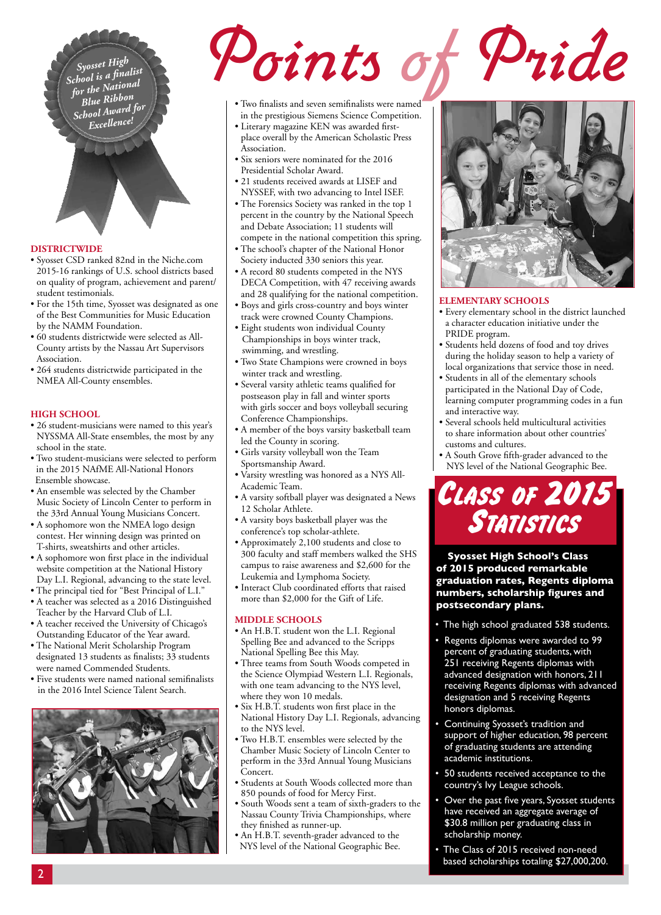# Points of Pride

*Syosset High School is a finalist for the National Blue Ribbon School Award for Excellence!*

## DISTRICTWIDE

- Syosset CSD ranked 82nd in the Niche.com 2015-16 rankings of U.S. school districts based on quality of program, achievement and parent/student testimonials.
- For the 15th time, Syosset was designated as one of the Best Communities for Music Education by the NAMM Foundation.
- 60 students districtwide were selected as All-County artists by the Nassau Art Supervisors Association.
- 264 students districtwide participated in the NMEA All-County ensembles.

## HIGH SCHOOL

- 26 student-musicians were named to this year's NYSSMA All-State ensembles, the most by any school in the state.
- Two student-musicians were selected to perform in the 2015 NAfME All-National Honors Ensemble showcase.
- An ensemble was selected by the Chamber Music Society of Lincoln Center to perform in the 33rd Annual Young Musicians Concert.
- A sophomore won the NMEA logo design contest. Her winning design was printed on T-shirts, sweatshirts and other articles.
- A sophomore won first place in the individual website competition at the National History Day L.I. Regional, advancing to the state level.
- The principal tied for "Best Principal of L.I."
- A teacher was selected as a 2016 Distinguished Teacher by the Harvard Club of L.I.
- A teacher received the University of Chicago's Outstanding Educator of the Year award.
- The National Merit Scholarship Program designated 13 students as finalists; 33 students were named Commended Students.
- Five students were named national semifinalists in the 2016 Intel Science Talent Search.
- Two finalists and seven semifinalists were named in the prestigious Siemens Science Competition.
- Literary magazine KEN was awarded first-place overall by the American Scholastic Press Association.
- Six seniors were nominated for the 2016 Presidential Scholar Award.
- 21 students received awards at LISEF and NYSSEF, with two advancing to Intel ISEF.
- The Forensics Society was ranked in the top 1 percent in the country by the National Speech and Debate Association; 11 students will compete in the national competition this spring.
- The school's chapter of the National Honor Society inducted 330 seniors this year.
- A record 80 students competed in the NYS DECA Competition, with 47 receiving awards and 28 qualifying for the national competition.
- Boys and girls cross-country and boys winter track were crowned County Champions.
- Eight students won individual County Championships in boys winter track, swimming, and wrestling.
- Two State Champions were crowned in boys winter track and wrestling.
- Several varsity athletic teams qualified for postseason play in fall and winter sports with girls soccer and boys volleyball securing Conference Championships.
- A member of the boys varsity basketball team led the County in scoring.
- Girls varsity volleyball won the Team Sportsmanship Award.
- Varsity wrestling was honored as a NYS All-Academic Team.
- A varsity softball player was designated a News 12 Scholar Athlete.
- A varsity boys basketball player was the conference's top scholar-athlete.
- Approximately 2,100 students and close to 300 faculty and staff members walked the SHS campus to raise awareness and $2,600 for the Leukemia and Lymphoma Society.
- Interact Club coordinated efforts that raised more than $2,000 for the Gift of Life.

## MIDDLE SCHOOLS

- An H.B.T. student won the L.I. Regional Spelling Bee and advanced to the Scripps National Spelling Bee this May.
- Three teams from South Woods competed in the Science Olympiad Western L.I. Regionals, with one team advancing to the NYS level, where they won 10 medals.
- Six H.B.T. students won first place in the National History Day L.I. Regionals, advancing to the NYS level.
- Two H.B.T. ensembles were selected by the Chamber Music Society of Lincoln Center to perform in the 33rd Annual Young Musicians Concert.
- Students at South Woods collected more than 850 pounds of food for Mercy First.
- South Woods sent a team of sixth-graders to the Nassau County Trivia Championships, where they finished as runner-up.
- An H.B.T. seventh-grader advanced to the NYS level of the National Geographic Bee.

## ELEMENTARY SCHOOLS

- Every elementary school in the district launched a character education initiative under the PRIDE program.
- Students held dozens of food and toy drives during the holiday season to help a variety of local organizations that service those in need.
- Students in all of the elementary schools participated in the National Day of Code, learning computer programming codes in a fun and interactive way.
- Several schools held multicultural activities to share information about other countries' customs and cultures.
- A South Grove fifth-grader advanced to the NYS level of the National Geographic Bee.

## Class of 2015 Statistics

**Syosset High School's Class of 2015 produced remarkable graduation rates, Regents diploma numbers, scholarship figures and postsecondary plans.**

- The high school graduated 538 students.
- Regents diplomas were awarded to 99 percent of graduating students, with 251 receiving Regents diplomas with advanced designation with honors, 211 receiving Regents diplomas with advanced designation and 5 receiving Regents honors diplomas.
- Continuing Syosset's tradition and support of higher education, 98 percent of graduating students are attending academic institutions.
- 50 students received acceptance to the country's Ivy League schools.
- Over the past five years, Syosset students have received an aggregate average of $30.8 million per graduating class in scholarship money.
- The Class of 2015 received non-need based scholarships totaling $27,000,200.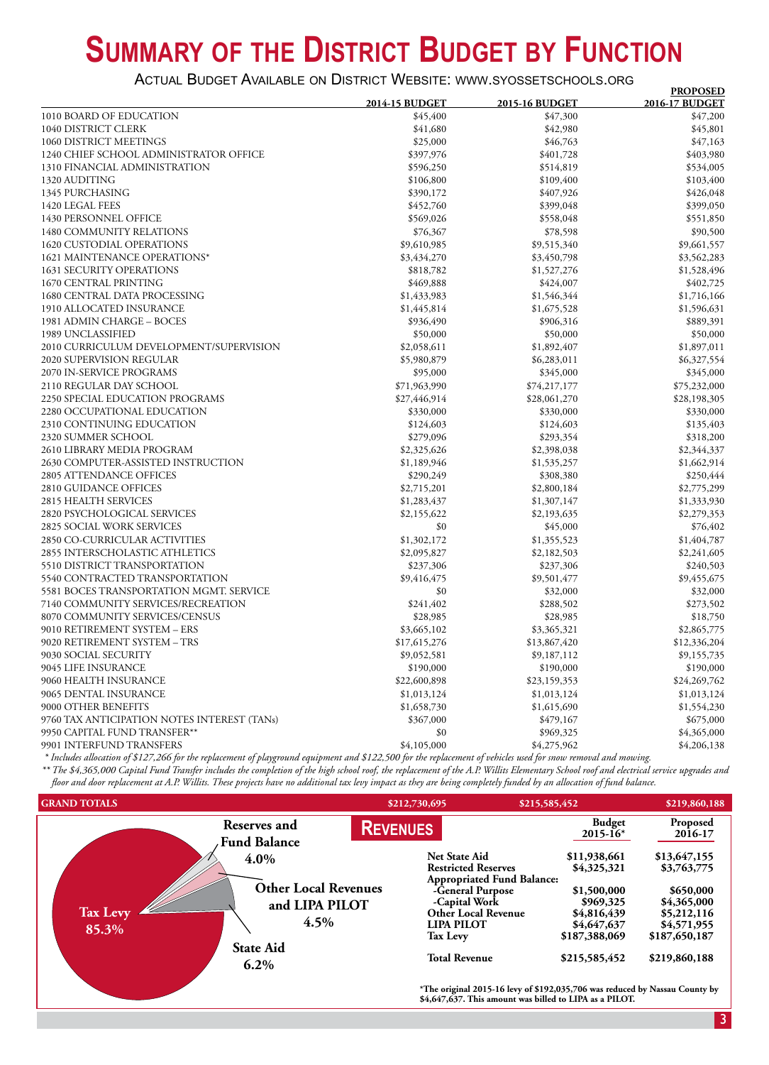# Summary of the District Budget by Function

Actual Budget Available on District Website: www.syossetschools.org

| | 2014-15 BUDGET | 2015-16 BUDGET | PROPOSED 2016-17 BUDGET |
|---|---|---|---|
| 1010 BOARD OF EDUCATION | $45,400 | $47,300 | $47,200 |
| 1040 DISTRICT CLERK | $41,680 | $42,980 | $45,801 |
| 1060 DISTRICT MEETINGS | $25,000 | $46,763 | $47,163 |
| 1240 CHIEF SCHOOL ADMINISTRATOR OFFICE | $397,976 | $401,728 | $403,980 |
| 1310 FINANCIAL ADMINISTRATION | $596,250 | $514,819 | $534,005 |
| 1320 AUDITING | $106,800 | $109,400 | $103,400 |
| 1345 PURCHASING | $390,172 | $407,926 | $426,048 |
| 1420 LEGAL FEES | $452,760 | $399,048 | $399,050 |
| 1430 PERSONNEL OFFICE | $569,026 | $558,048 | $551,850 |
| 1480 COMMUNITY RELATIONS | $76,367 | $78,598 | $90,500 |
| 1620 CUSTODIAL OPERATIONS | $9,610,985 | $9,515,340 | $9,661,557 |
| 1621 MAINTENANCE OPERATIONS* | $3,434,270 | $3,450,798 | $3,562,283 |
| 1631 SECURITY OPERATIONS | $818,782 | $1,527,276 | $1,528,496 |
| 1670 CENTRAL PRINTING | $469,888 | $424,007 | $402,725 |
| 1680 CENTRAL DATA PROCESSING | $1,433,983 | $1,546,344 | $1,716,166 |
| 1910 ALLOCATED INSURANCE | $1,445,814 | $1,675,528 | $1,596,631 |
| 1981 ADMIN CHARGE – BOCES | $936,490 | $906,316 | $889,391 |
| 1989 UNCLASSIFIED | $50,000 | $50,000 | $50,000 |
| 2010 CURRICULUM DEVELOPMENT/SUPERVISION | $2,058,611 | $1,892,407 | $1,897,011 |
| 2020 SUPERVISION REGULAR | $5,980,879 | $6,283,011 | $6,327,554 |
| 2070 IN-SERVICE PROGRAMS | $95,000 | $345,000 | $345,000 |
| 2110 REGULAR DAY SCHOOL | $71,963,990 | $74,217,177 | $75,232,000 |
| 2250 SPECIAL EDUCATION PROGRAMS | $27,446,914 | $28,061,270 | $28,198,305 |
| 2280 OCCUPATIONAL EDUCATION | $330,000 | $330,000 | $330,000 |
| 2310 CONTINUING EDUCATION | $124,603 | $124,603 | $135,403 |
| 2320 SUMMER SCHOOL | $279,096 | $293,354 | $318,200 |
| 2610 LIBRARY MEDIA PROGRAM | $2,325,626 | $2,398,038 | $2,344,337 |
| 2630 COMPUTER-ASSISTED INSTRUCTION | $1,189,946 | $1,535,257 | $1,662,914 |
| 2805 ATTENDANCE OFFICES | $290,249 | $308,380 | $250,444 |
| 2810 GUIDANCE OFFICES | $2,715,201 | $2,800,184 | $2,775,299 |
| 2815 HEALTH SERVICES | $1,283,437 | $1,307,147 | $1,333,930 |
| 2820 PSYCHOLOGICAL SERVICES | $2,155,622 | $2,193,635 | $2,279,353 |
| 2825 SOCIAL WORK SERVICES | $0 | $45,000 | $76,402 |
| 2850 CO-CURRICULAR ACTIVITIES | $1,302,172 | $1,355,523 | $1,404,787 |
| 2855 INTERSCHOLASTIC ATHLETICS | $2,095,827 | $2,182,503 | $2,241,605 |
| 5510 DISTRICT TRANSPORTATION | $237,306 | $237,306 | $240,503 |
| 5540 CONTRACTED TRANSPORTATION | $9,416,475 | $9,501,477 | $9,455,675 |
| 5581 BOCES TRANSPORTATION MGMT. SERVICE | $0 | $32,000 | $32,000 |
| 7140 COMMUNITY SERVICES/RECREATION | $241,402 | $288,502 | $273,502 |
| 8070 COMMUNITY SERVICES/CENSUS | $28,985 | $28,985 | $18,750 |
| 9010 RETIREMENT SYSTEM – ERS | $3,665,102 | $3,365,321 | $2,865,775 |
| 9020 RETIREMENT SYSTEM – TRS | $17,615,276 | $13,867,420 | $12,336,204 |
| 9030 SOCIAL SECURITY | $9,052,581 | $9,187,112 | $9,155,735 |
| 9045 LIFE INSURANCE | $190,000 | $190,000 | $190,000 |
| 9060 HEALTH INSURANCE | $22,600,898 | $23,159,353 | $24,269,762 |
| 9065 DENTAL INSURANCE | $1,013,124 | $1,013,124 | $1,013,124 |
| 9000 OTHER BENEFITS | $1,658,730 | $1,615,690 | $1,554,230 |
| 9760 TAX ANTICIPATION NOTES INTEREST (TANs) | $367,000 | $479,167 | $675,000 |
| 9950 CAPITAL FUND TRANSFER** | $0 | $969,325 | $4,365,000 |
| 9901 INTERFUND TRANSFERS | $4,105,000 | $4,275,962 | $4,206,138 |
| **GRAND TOTALS** | **$212,730,695** | **$215,585,452** | **$219,860,188** |

*\* Includes allocation of $127,266 for the replacement of playground equipment and $122,500 for the replacement of vehicles used for snow removal and mowing.*

*\*\* The $4,365,000 Capital Fund Transfer includes the completion of the high school roof, the replacement of the A.P. Willits Elementary School roof and electrical service upgrades and floor and door replacement at A.P. Willits. These projects have no additional tax levy impact as they are being completely funded by an allocation of fund balance.*

Reserves and Fund Balance 4.0%

Other Local Revenues and LIPA PILOT 4.5%

Tax Levy 85.3%

State Aid 6.2%

## Revenues

| | Budget 2015-16* | Proposed 2016-17 |
|---|---|---|
| **Net State Aid** | **$11,938,661** | **$13,647,155** |
| **Restricted Reserves** | **$4,325,321** | **$3,763,775** |
| **Appropriated Fund Balance:** | | |
| **-General Purpose** | **$1,500,000** | **$650,000** |
| **-Capital Work** | **$969,325** | **$4,365,000** |
| **Other Local Revenue** | **$4,816,439** | **$5,212,116** |
| **LIPA PILOT** | **$4,647,637** | **$4,571,955** |
| **Tax Levy** | **$187,388,069** | **$187,650,187** |
| **Total Revenue** | **$215,585,452** | **$219,860,188** |

**\*The original 2015-16 levy of $192,035,706 was reduced by Nassau County by $4,647,637. This amount was billed to LIPA as a PILOT.**